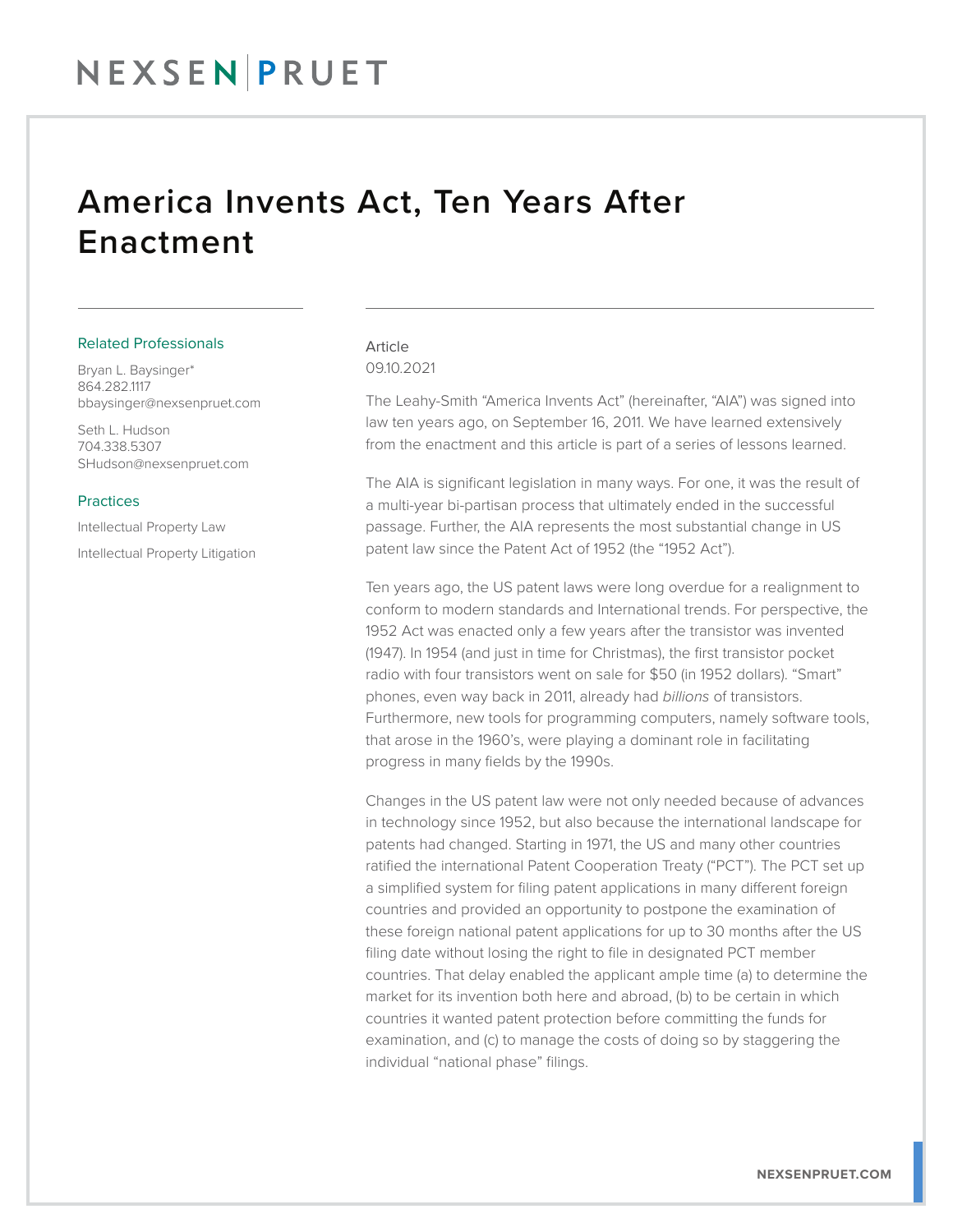# America Invents Act, Ten Years After Enactment

Related Professionals

Bryan L. Baysinger*
864.282.1117
bbaysinger@nexsenpruet.com

Seth L. Hudson
704.338.5307
SHudson@nexsenpruet.com

Practices

Intellectual Property Law

Intellectual Property Litigation

Article
09.10.2021

The Leahy-Smith "America Invents Act" (hereinafter, "AIA") was signed into law ten years ago, on September 16, 2011. We have learned extensively from the enactment and this article is part of a series of lessons learned.

The AIA is significant legislation in many ways. For one, it was the result of a multi-year bi-partisan process that ultimately ended in the successful passage. Further, the AIA represents the most substantial change in US patent law since the Patent Act of 1952 (the "1952 Act").

Ten years ago, the US patent laws were long overdue for a realignment to conform to modern standards and International trends. For perspective, the 1952 Act was enacted only a few years after the transistor was invented (1947). In 1954 (and just in time for Christmas), the first transistor pocket radio with four transistors went on sale for $50 (in 1952 dollars). "Smart" phones, even way back in 2011, already had *billions* of transistors. Furthermore, new tools for programming computers, namely software tools, that arose in the 1960's, were playing a dominant role in facilitating progress in many fields by the 1990s.

Changes in the US patent law were not only needed because of advances in technology since 1952, but also because the international landscape for patents had changed. Starting in 1971, the US and many other countries ratified the international Patent Cooperation Treaty ("PCT"). The PCT set up a simplified system for filing patent applications in many different foreign countries and provided an opportunity to postpone the examination of these foreign national patent applications for up to 30 months after the US filing date without losing the right to file in designated PCT member countries. That delay enabled the applicant ample time (a) to determine the market for its invention both here and abroad, (b) to be certain in which countries it wanted patent protection before committing the funds for examination, and (c) to manage the costs of doing so by staggering the individual "national phase" filings.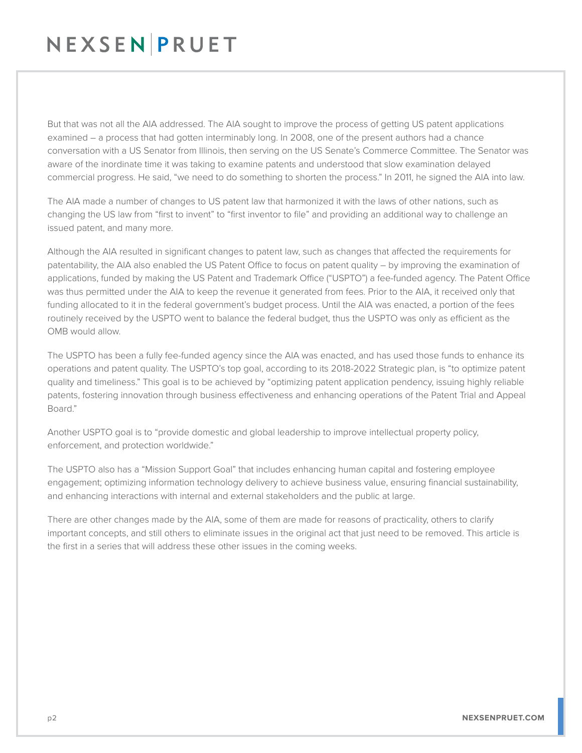But that was not all the AIA addressed. The AIA sought to improve the process of getting US patent applications examined – a process that had gotten interminably long. In 2008, one of the present authors had a chance conversation with a US Senator from Illinois, then serving on the US Senate's Commerce Committee. The Senator was aware of the inordinate time it was taking to examine patents and understood that slow examination delayed commercial progress. He said, "we need to do something to shorten the process." In 2011, he signed the AIA into law.

The AIA made a number of changes to US patent law that harmonized it with the laws of other nations, such as changing the US law from "first to invent" to "first inventor to file" and providing an additional way to challenge an issued patent, and many more.

Although the AIA resulted in significant changes to patent law, such as changes that affected the requirements for patentability, the AIA also enabled the US Patent Office to focus on patent quality – by improving the examination of applications, funded by making the US Patent and Trademark Office ("USPTO") a fee-funded agency. The Patent Office was thus permitted under the AIA to keep the revenue it generated from fees. Prior to the AIA, it received only that funding allocated to it in the federal government's budget process. Until the AIA was enacted, a portion of the fees routinely received by the USPTO went to balance the federal budget, thus the USPTO was only as efficient as the OMB would allow.

The USPTO has been a fully fee-funded agency since the AIA was enacted, and has used those funds to enhance its operations and patent quality. The USPTO's top goal, according to its 2018-2022 Strategic plan, is "to optimize patent quality and timeliness." This goal is to be achieved by "optimizing patent application pendency, issuing highly reliable patents, fostering innovation through business effectiveness and enhancing operations of the Patent Trial and Appeal Board."

Another USPTO goal is to "provide domestic and global leadership to improve intellectual property policy, enforcement, and protection worldwide."

The USPTO also has a "Mission Support Goal" that includes enhancing human capital and fostering employee engagement; optimizing information technology delivery to achieve business value, ensuring financial sustainability, and enhancing interactions with internal and external stakeholders and the public at large.

There are other changes made by the AIA, some of them are made for reasons of practicality, others to clarify important concepts, and still others to eliminate issues in the original act that just need to be removed. This article is the first in a series that will address these other issues in the coming weeks.